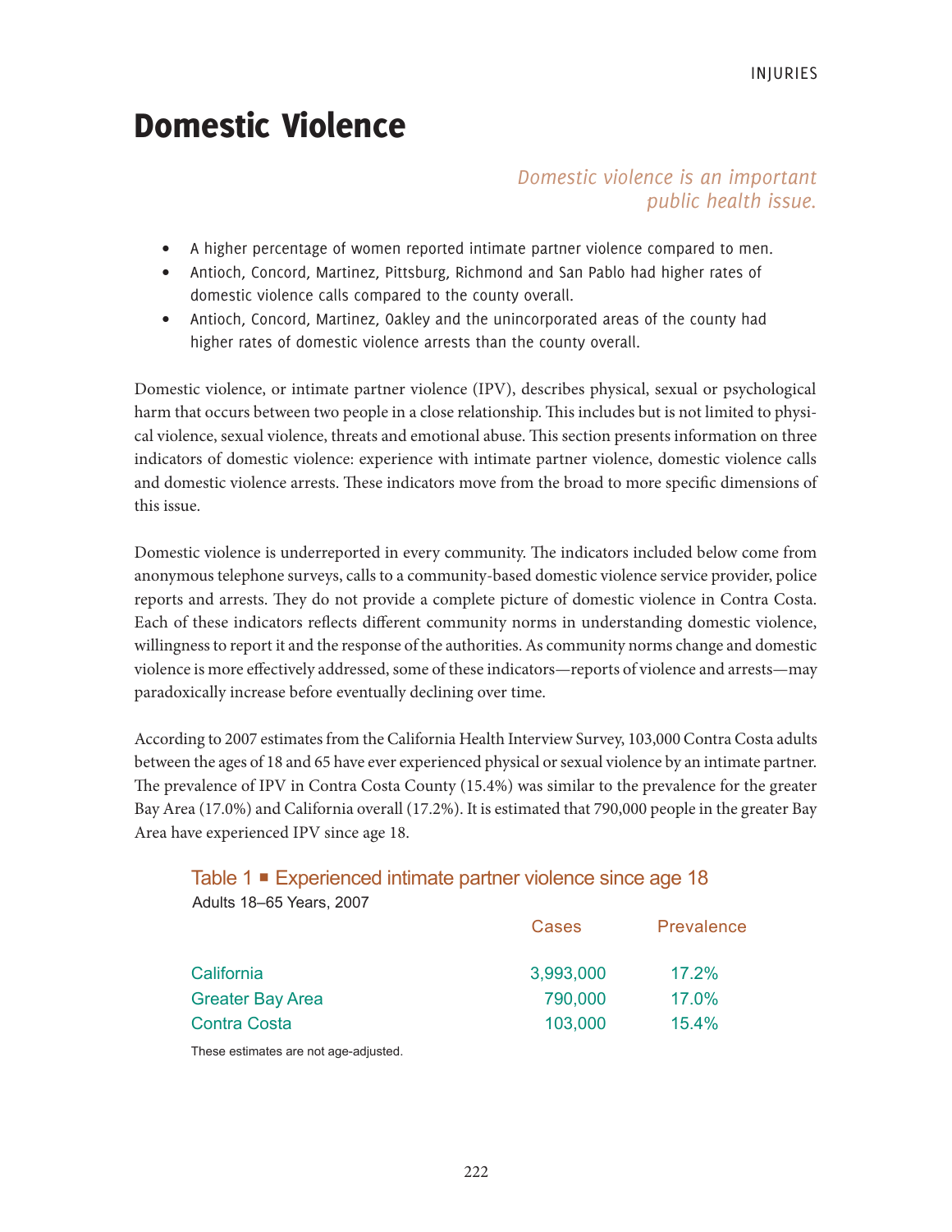# Domestic Violence

*Domestic violence is an important public health issue.*

- A higher percentage of women reported intimate partner violence compared to men.
- Antioch, Concord, Martinez, Pittsburg, Richmond and San Pablo had higher rates of domestic violence calls compared to the county overall.
- Antioch, Concord, Martinez, Oakley and the unincorporated areas of the county had higher rates of domestic violence arrests than the county overall.

Domestic violence, or intimate partner violence (IPV), describes physical, sexual or psychological harm that occurs between two people in a close relationship. This includes but is not limited to physical violence, sexual violence, threats and emotional abuse. This section presents information on three indicators of domestic violence: experience with intimate partner violence, domestic violence calls and domestic violence arrests. These indicators move from the broad to more specific dimensions of this issue.

Domestic violence is underreported in every community. The indicators included below come from anonymous telephone surveys, calls to a community-based domestic violence service provider, police reports and arrests. They do not provide a complete picture of domestic violence in Contra Costa. Each of these indicators reflects different community norms in understanding domestic violence, willingness to report it and the response of the authorities. As community norms change and domestic violence is more effectively addressed, some of these indicators—reports of violence and arrests—may paradoxically increase before eventually declining over time.

According to 2007 estimates from the California Health Interview Survey, 103,000 Contra Costa adults between the ages of 18 and 65 have ever experienced physical or sexual violence by an intimate partner. The prevalence of IPV in Contra Costa County (15.4%) was similar to the prevalence for the greater Bay Area (17.0%) and California overall (17.2%). It is estimated that 790,000 people in the greater Bay Area have experienced IPV since age 18.

**Table 1 ■ Experienced intimate partner violence since age 18**

Adults 18–65 Years, 2007

| | Cases | Prevalence |
|---|---|---|
| California | 3,993,000 | 17.2% |
| Greater Bay Area | 790,000 | 17.0% |
| Contra Costa | 103,000 | 15.4% |

These estimates are not age-adjusted.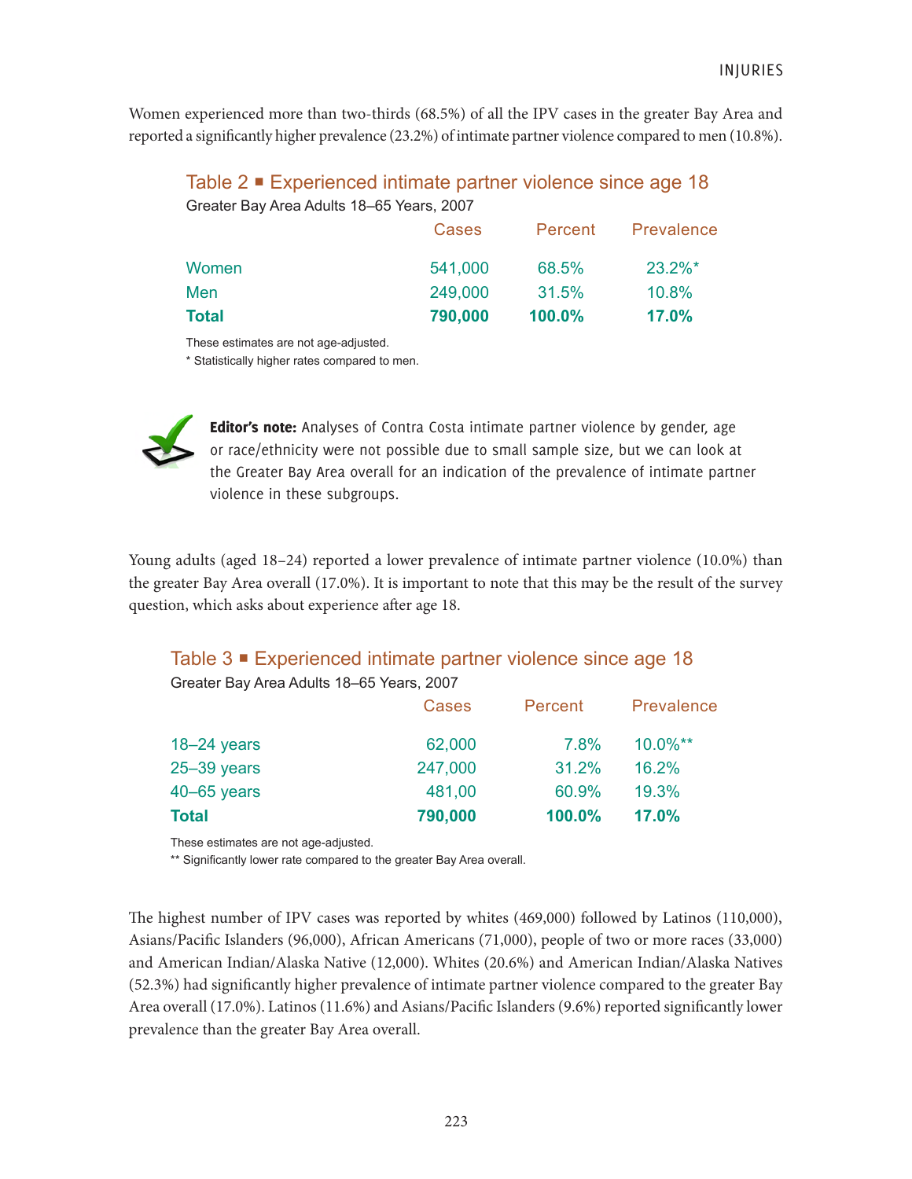Women experienced more than two-thirds (68.5%) of all the IPV cases in the greater Bay Area and reported a significantly higher prevalence (23.2%) of intimate partner violence compared to men (10.8%).

### Table 2 ▪ Experienced intimate partner violence since age 18

Greater Bay Area Adults 18–65 Years, 2007

| | Cases | Percent | Prevalence |
|---|---|---|---|
| Women | 541,000 | 68.5% | 23.2%* |
| Men | 249,000 | 31.5% | 10.8% |
| **Total** | **790,000** | **100.0%** | **17.0%** |

These estimates are not age-adjusted.

* Statistically higher rates compared to men.

**Editor's note:** Analyses of Contra Costa intimate partner violence by gender, age or race/ethnicity were not possible due to small sample size, but we can look at the Greater Bay Area overall for an indication of the prevalence of intimate partner violence in these subgroups.

Young adults (aged 18–24) reported a lower prevalence of intimate partner violence (10.0%) than the greater Bay Area overall (17.0%). It is important to note that this may be the result of the survey question, which asks about experience after age 18.

### Table 3 ▪ Experienced intimate partner violence since age 18

Greater Bay Area Adults 18–65 Years, 2007

| | Cases | Percent | Prevalence |
|---|---|---|---|
| 18–24 years | 62,000 | 7.8% | 10.0%** |
| 25–39 years | 247,000 | 31.2% | 16.2% |
| 40–65 years | 481,00 | 60.9% | 19.3% |
| **Total** | **790,000** | **100.0%** | **17.0%** |

These estimates are not age-adjusted.

** Significantly lower rate compared to the greater Bay Area overall.

The highest number of IPV cases was reported by whites (469,000) followed by Latinos (110,000), Asians/Pacific Islanders (96,000), African Americans (71,000), people of two or more races (33,000) and American Indian/Alaska Native (12,000). Whites (20.6%) and American Indian/Alaska Natives (52.3%) had significantly higher prevalence of intimate partner violence compared to the greater Bay Area overall (17.0%). Latinos (11.6%) and Asians/Pacific Islanders (9.6%) reported significantly lower prevalence than the greater Bay Area overall.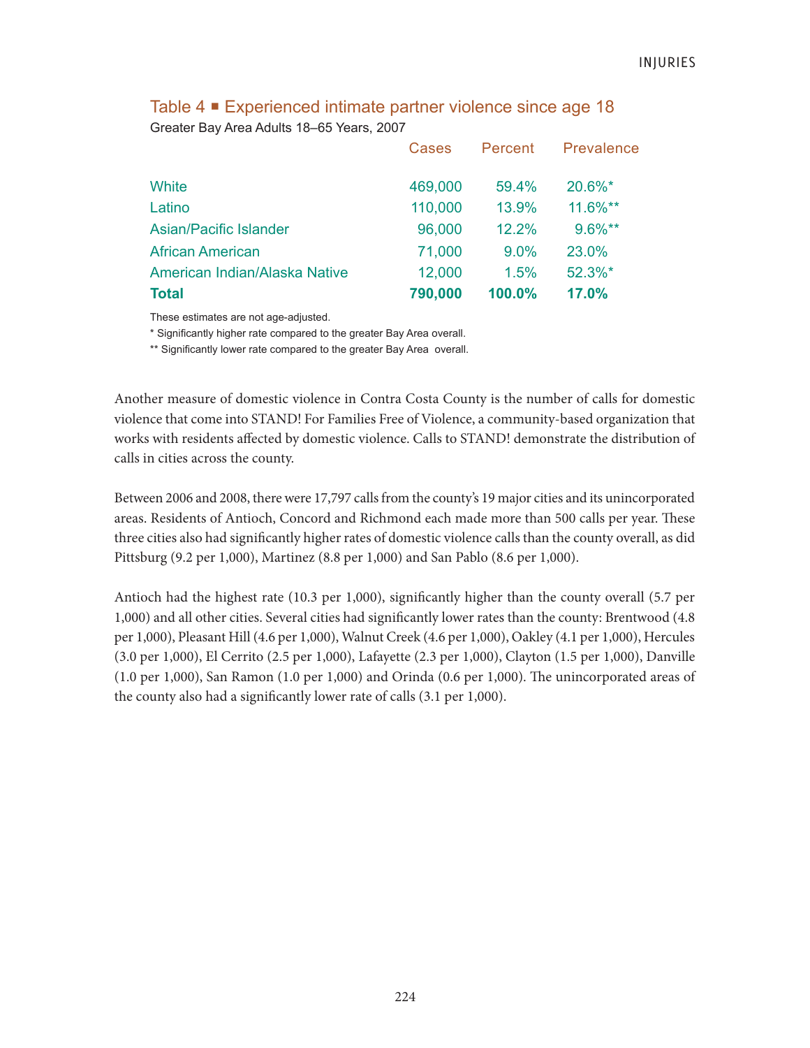## Table 4 ■ Experienced intimate partner violence since age 18

Greater Bay Area Adults 18–65 Years, 2007

| | Cases | Percent | Prevalence |
|---|---|---|---|
| White | 469,000 | 59.4% | 20.6%* |
| Latino | 110,000 | 13.9% | 11.6%** |
| Asian/Pacific Islander | 96,000 | 12.2% | 9.6%** |
| African American | 71,000 | 9.0% | 23.0% |
| American Indian/Alaska Native | 12,000 | 1.5% | 52.3%* |
| **Total** | **790,000** | **100.0%** | **17.0%** |

These estimates are not age-adjusted.

* Significantly higher rate compared to the greater Bay Area overall.

** Significantly lower rate compared to the greater Bay Area overall.

Another measure of domestic violence in Contra Costa County is the number of calls for domestic violence that come into STAND! For Families Free of Violence, a community-based organization that works with residents affected by domestic violence. Calls to STAND! demonstrate the distribution of calls in cities across the county.

Between 2006 and 2008, there were 17,797 calls from the county's 19 major cities and its unincorporated areas. Residents of Antioch, Concord and Richmond each made more than 500 calls per year. These three cities also had significantly higher rates of domestic violence calls than the county overall, as did Pittsburg (9.2 per 1,000), Martinez (8.8 per 1,000) and San Pablo (8.6 per 1,000).

Antioch had the highest rate (10.3 per 1,000), significantly higher than the county overall (5.7 per 1,000) and all other cities. Several cities had significantly lower rates than the county: Brentwood (4.8 per 1,000), Pleasant Hill (4.6 per 1,000), Walnut Creek (4.6 per 1,000), Oakley (4.1 per 1,000), Hercules (3.0 per 1,000), El Cerrito (2.5 per 1,000), Lafayette (2.3 per 1,000), Clayton (1.5 per 1,000), Danville (1.0 per 1,000), San Ramon (1.0 per 1,000) and Orinda (0.6 per 1,000). The unincorporated areas of the county also had a significantly lower rate of calls (3.1 per 1,000).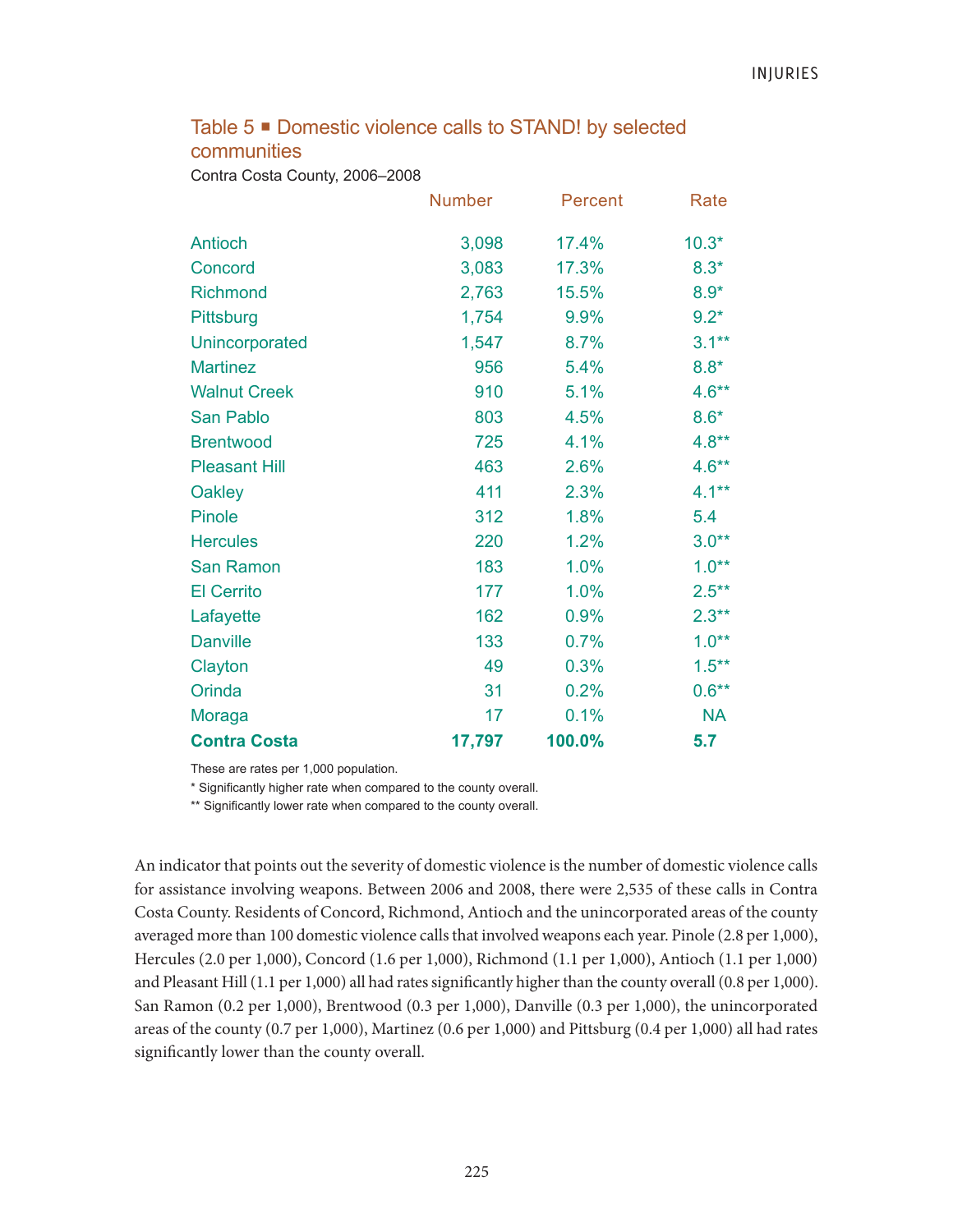### Table 5 ■ Domestic violence calls to STAND! by selected communities

Contra Costa County, 2006–2008

| | Number | Percent | Rate |
|---|---|---|---|
| Antioch | 3,098 | 17.4% | 10.3* |
| Concord | 3,083 | 17.3% | 8.3* |
| Richmond | 2,763 | 15.5% | 8.9* |
| Pittsburg | 1,754 | 9.9% | 9.2* |
| Unincorporated | 1,547 | 8.7% | 3.1** |
| Martinez | 956 | 5.4% | 8.8* |
| Walnut Creek | 910 | 5.1% | 4.6** |
| San Pablo | 803 | 4.5% | 8.6* |
| Brentwood | 725 | 4.1% | 4.8** |
| Pleasant Hill | 463 | 2.6% | 4.6** |
| Oakley | 411 | 2.3% | 4.1** |
| Pinole | 312 | 1.8% | 5.4 |
| Hercules | 220 | 1.2% | 3.0** |
| San Ramon | 183 | 1.0% | 1.0** |
| El Cerrito | 177 | 1.0% | 2.5** |
| Lafayette | 162 | 0.9% | 2.3** |
| Danville | 133 | 0.7% | 1.0** |
| Clayton | 49 | 0.3% | 1.5** |
| Orinda | 31 | 0.2% | 0.6** |
| Moraga | 17 | 0.1% | NA |
| **Contra Costa** | **17,797** | **100.0%** | **5.7** |

These are rates per 1,000 population.

* Significantly higher rate when compared to the county overall.

** Significantly lower rate when compared to the county overall.

An indicator that points out the severity of domestic violence is the number of domestic violence calls for assistance involving weapons. Between 2006 and 2008, there were 2,535 of these calls in Contra Costa County. Residents of Concord, Richmond, Antioch and the unincorporated areas of the county averaged more than 100 domestic violence calls that involved weapons each year. Pinole (2.8 per 1,000), Hercules (2.0 per 1,000), Concord (1.6 per 1,000), Richmond (1.1 per 1,000), Antioch (1.1 per 1,000) and Pleasant Hill (1.1 per 1,000) all had rates significantly higher than the county overall (0.8 per 1,000). San Ramon (0.2 per 1,000), Brentwood (0.3 per 1,000), Danville (0.3 per 1,000), the unincorporated areas of the county (0.7 per 1,000), Martinez (0.6 per 1,000) and Pittsburg (0.4 per 1,000) all had rates significantly lower than the county overall.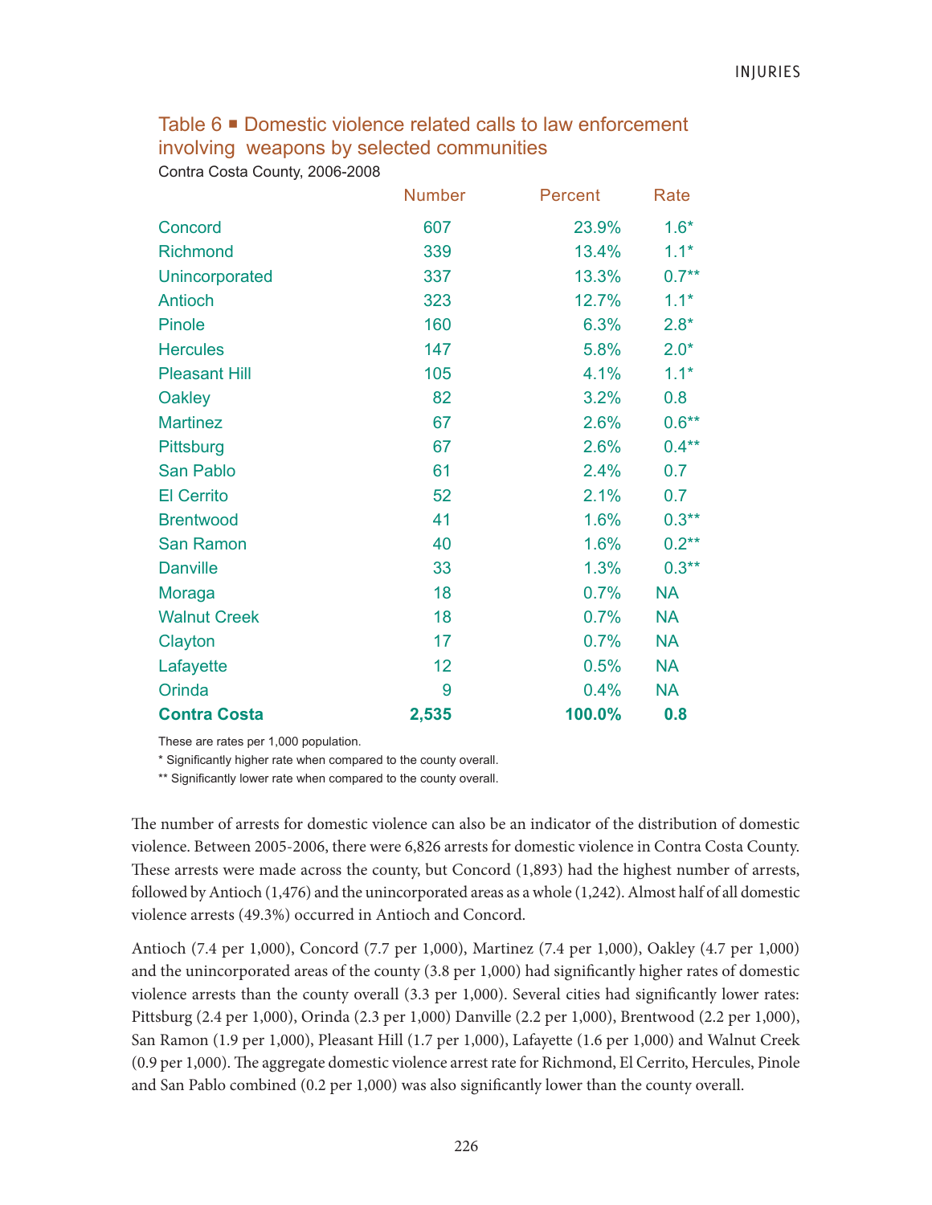## Table 6 ■ Domestic violence related calls to law enforcement involving weapons by selected communities

Contra Costa County, 2006-2008

| | Number | Percent | Rate |
|---|---|---|---|
| Concord | 607 | 23.9% | 1.6* |
| Richmond | 339 | 13.4% | 1.1* |
| Unincorporated | 337 | 13.3% | 0.7** |
| Antioch | 323 | 12.7% | 1.1* |
| Pinole | 160 | 6.3% | 2.8* |
| Hercules | 147 | 5.8% | 2.0* |
| Pleasant Hill | 105 | 4.1% | 1.1* |
| Oakley | 82 | 3.2% | 0.8 |
| Martinez | 67 | 2.6% | 0.6** |
| Pittsburg | 67 | 2.6% | 0.4** |
| San Pablo | 61 | 2.4% | 0.7 |
| El Cerrito | 52 | 2.1% | 0.7 |
| Brentwood | 41 | 1.6% | 0.3** |
| San Ramon | 40 | 1.6% | 0.2** |
| Danville | 33 | 1.3% | 0.3** |
| Moraga | 18 | 0.7% | NA |
| Walnut Creek | 18 | 0.7% | NA |
| Clayton | 17 | 0.7% | NA |
| Lafayette | 12 | 0.5% | NA |
| Orinda | 9 | 0.4% | NA |
| **Contra Costa** | **2,535** | **100.0%** | **0.8** |

These are rates per 1,000 population.

* Significantly higher rate when compared to the county overall.

** Significantly lower rate when compared to the county overall.

The number of arrests for domestic violence can also be an indicator of the distribution of domestic violence. Between 2005-2006, there were 6,826 arrests for domestic violence in Contra Costa County. These arrests were made across the county, but Concord (1,893) had the highest number of arrests, followed by Antioch (1,476) and the unincorporated areas as a whole (1,242). Almost half of all domestic violence arrests (49.3%) occurred in Antioch and Concord.

Antioch (7.4 per 1,000), Concord (7.7 per 1,000), Martinez (7.4 per 1,000), Oakley (4.7 per 1,000) and the unincorporated areas of the county (3.8 per 1,000) had significantly higher rates of domestic violence arrests than the county overall (3.3 per 1,000). Several cities had significantly lower rates: Pittsburg (2.4 per 1,000), Orinda (2.3 per 1,000) Danville (2.2 per 1,000), Brentwood (2.2 per 1,000), San Ramon (1.9 per 1,000), Pleasant Hill (1.7 per 1,000), Lafayette (1.6 per 1,000) and Walnut Creek (0.9 per 1,000). The aggregate domestic violence arrest rate for Richmond, El Cerrito, Hercules, Pinole and San Pablo combined (0.2 per 1,000) was also significantly lower than the county overall.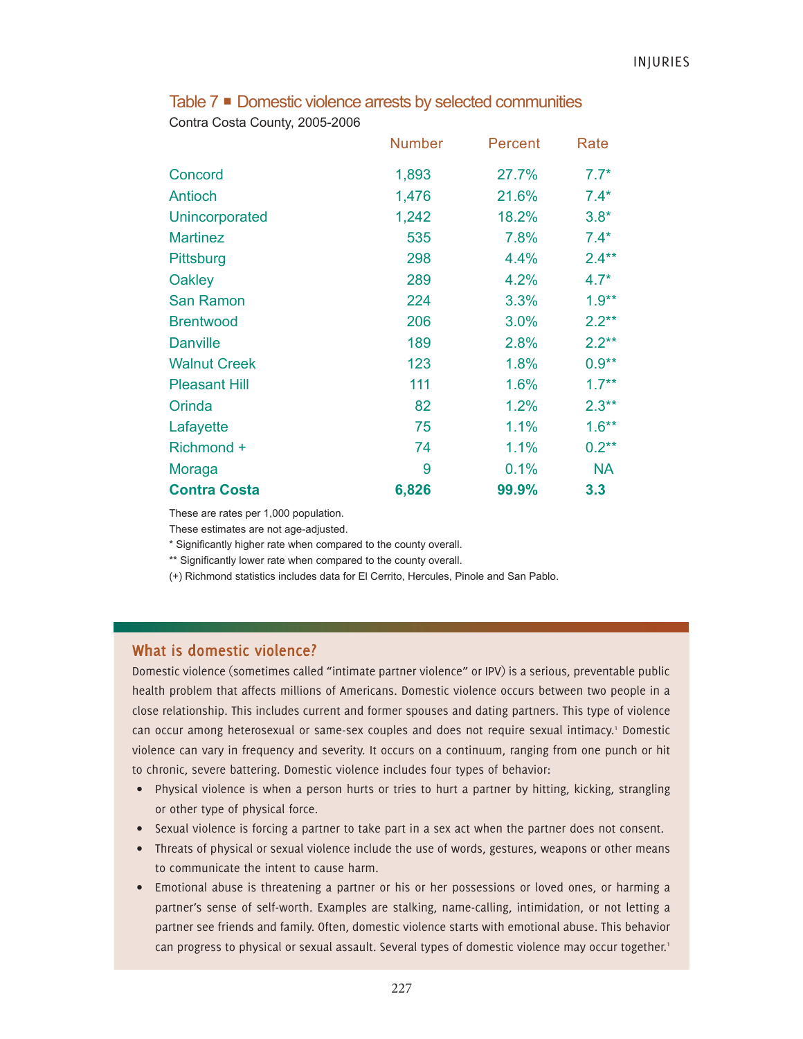## Table 7 ■ Domestic violence arrests by selected communities

Contra Costa County, 2005-2006

| | Number | Percent | Rate |
|---|---|---|---|
| Concord | 1,893 | 27.7% | 7.7* |
| Antioch | 1,476 | 21.6% | 7.4* |
| Unincorporated | 1,242 | 18.2% | 3.8* |
| Martinez | 535 | 7.8% | 7.4* |
| Pittsburg | 298 | 4.4% | 2.4** |
| Oakley | 289 | 4.2% | 4.7* |
| San Ramon | 224 | 3.3% | 1.9** |
| Brentwood | 206 | 3.0% | 2.2** |
| Danville | 189 | 2.8% | 2.2** |
| Walnut Creek | 123 | 1.8% | 0.9** |
| Pleasant Hill | 111 | 1.6% | 1.7** |
| Orinda | 82 | 1.2% | 2.3** |
| Lafayette | 75 | 1.1% | 1.6** |
| Richmond + | 74 | 1.1% | 0.2** |
| Moraga | 9 | 0.1% | NA |
| **Contra Costa** | **6,826** | **99.9%** | **3.3** |

These are rates per 1,000 population.
These estimates are not age-adjusted.
* Significantly higher rate when compared to the county overall.
** Significantly lower rate when compared to the county overall.
(+) Richmond statistics includes data for El Cerrito, Hercules, Pinole and San Pablo.

### What is domestic violence?

Domestic violence (sometimes called "intimate partner violence" or IPV) is a serious, preventable public health problem that affects millions of Americans. Domestic violence occurs between two people in a close relationship. This includes current and former spouses and dating partners. This type of violence can occur among heterosexual or same-sex couples and does not require sexual intimacy.[1] Domestic violence can vary in frequency and severity. It occurs on a continuum, ranging from one punch or hit to chronic, severe battering. Domestic violence includes four types of behavior:

- Physical violence is when a person hurts or tries to hurt a partner by hitting, kicking, strangling or other type of physical force.
- Sexual violence is forcing a partner to take part in a sex act when the partner does not consent.
- Threats of physical or sexual violence include the use of words, gestures, weapons or other means to communicate the intent to cause harm.
- Emotional abuse is threatening a partner or his or her possessions or loved ones, or harming a partner's sense of self-worth. Examples are stalking, name-calling, intimidation, or not letting a partner see friends and family. Often, domestic violence starts with emotional abuse. This behavior can progress to physical or sexual assault. Several types of domestic violence may occur together.[1]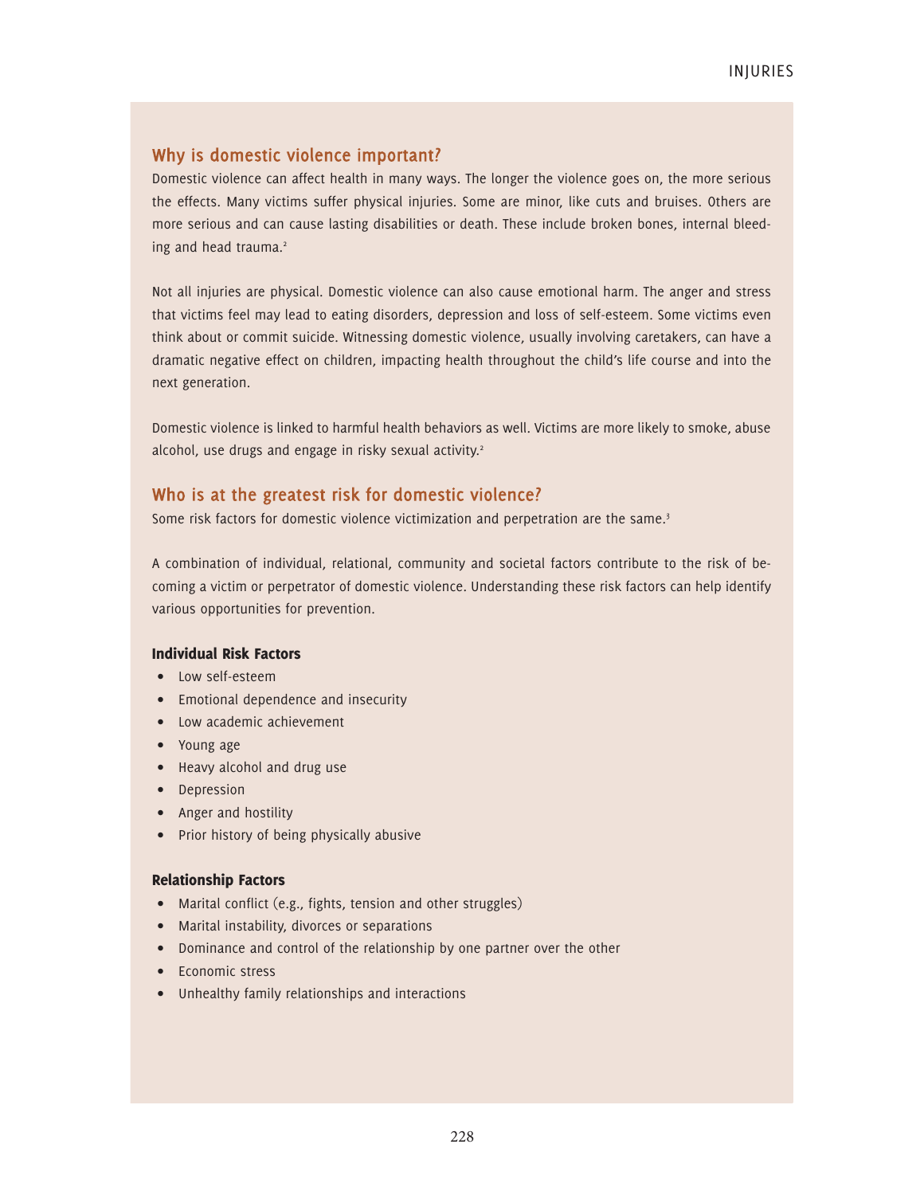## Why is domestic violence important?

Domestic violence can affect health in many ways. The longer the violence goes on, the more serious the effects. Many victims suffer physical injuries. Some are minor, like cuts and bruises. Others are more serious and can cause lasting disabilities or death. These include broken bones, internal bleeding and head trauma.[2]

Not all injuries are physical. Domestic violence can also cause emotional harm. The anger and stress that victims feel may lead to eating disorders, depression and loss of self-esteem. Some victims even think about or commit suicide. Witnessing domestic violence, usually involving caretakers, can have a dramatic negative effect on children, impacting health throughout the child's life course and into the next generation.

Domestic violence is linked to harmful health behaviors as well. Victims are more likely to smoke, abuse alcohol, use drugs and engage in risky sexual activity.[2]

## Who is at the greatest risk for domestic violence?

Some risk factors for domestic violence victimization and perpetration are the same.[3]

A combination of individual, relational, community and societal factors contribute to the risk of becoming a victim or perpetrator of domestic violence. Understanding these risk factors can help identify various opportunities for prevention.

### Individual Risk Factors

- Low self-esteem
- Emotional dependence and insecurity
- Low academic achievement
- Young age
- Heavy alcohol and drug use
- Depression
- Anger and hostility
- Prior history of being physically abusive

### Relationship Factors

- Marital conflict (e.g., fights, tension and other struggles)
- Marital instability, divorces or separations
- Dominance and control of the relationship by one partner over the other
- Economic stress
- Unhealthy family relationships and interactions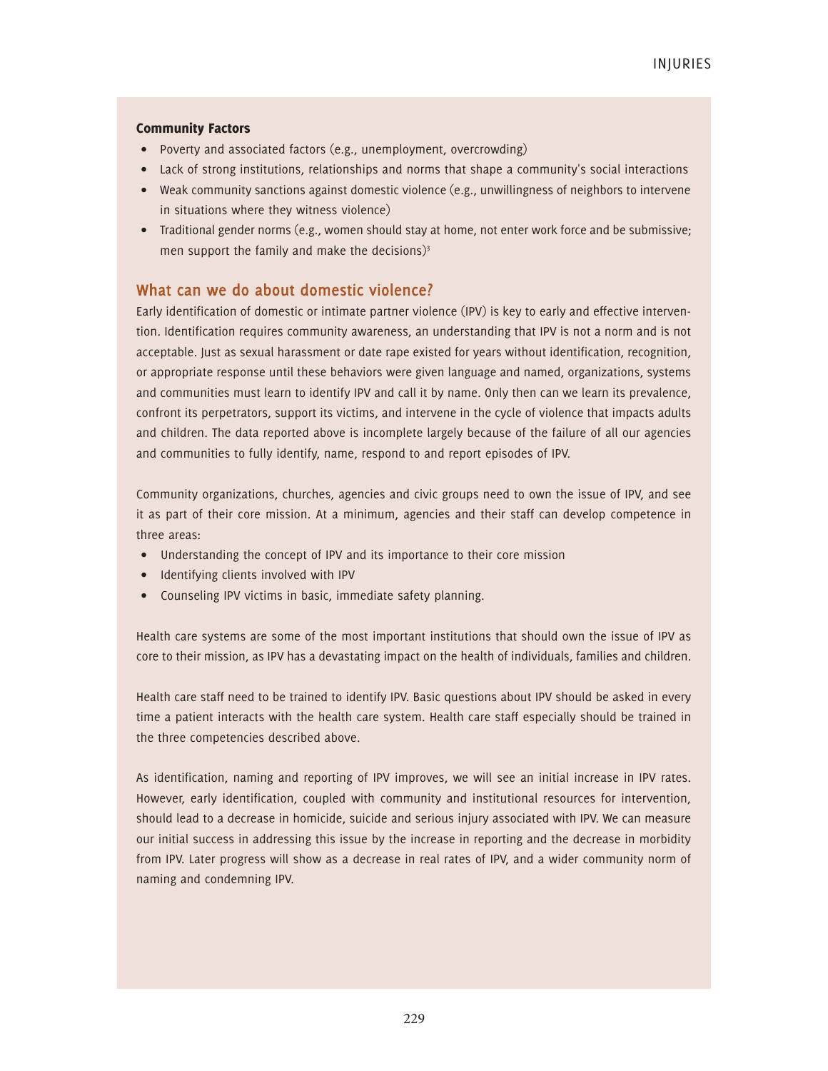**Community Factors**

- Poverty and associated factors (e.g., unemployment, overcrowding)
- Lack of strong institutions, relationships and norms that shape a community's social interactions
- Weak community sanctions against domestic violence (e.g., unwillingness of neighbors to intervene in situations where they witness violence)
- Traditional gender norms (e.g., women should stay at home, not enter work force and be submissive; men support the family and make the decisions)[3]

## What can we do about domestic violence?

Early identification of domestic or intimate partner violence (IPV) is key to early and effective intervention. Identification requires community awareness, an understanding that IPV is not a norm and is not acceptable. Just as sexual harassment or date rape existed for years without identification, recognition, or appropriate response until these behaviors were given language and named, organizations, systems and communities must learn to identify IPV and call it by name. Only then can we learn its prevalence, confront its perpetrators, support its victims, and intervene in the cycle of violence that impacts adults and children. The data reported above is incomplete largely because of the failure of all our agencies and communities to fully identify, name, respond to and report episodes of IPV.

Community organizations, churches, agencies and civic groups need to own the issue of IPV, and see it as part of their core mission. At a minimum, agencies and their staff can develop competence in three areas:

- Understanding the concept of IPV and its importance to their core mission
- Identifying clients involved with IPV
- Counseling IPV victims in basic, immediate safety planning.

Health care systems are some of the most important institutions that should own the issue of IPV as core to their mission, as IPV has a devastating impact on the health of individuals, families and children.

Health care staff need to be trained to identify IPV. Basic questions about IPV should be asked in every time a patient interacts with the health care system. Health care staff especially should be trained in the three competencies described above.

As identification, naming and reporting of IPV improves, we will see an initial increase in IPV rates. However, early identification, coupled with community and institutional resources for intervention, should lead to a decrease in homicide, suicide and serious injury associated with IPV. We can measure our initial success in addressing this issue by the increase in reporting and the decrease in morbidity from IPV. Later progress will show as a decrease in real rates of IPV, and a wider community norm of naming and condemning IPV.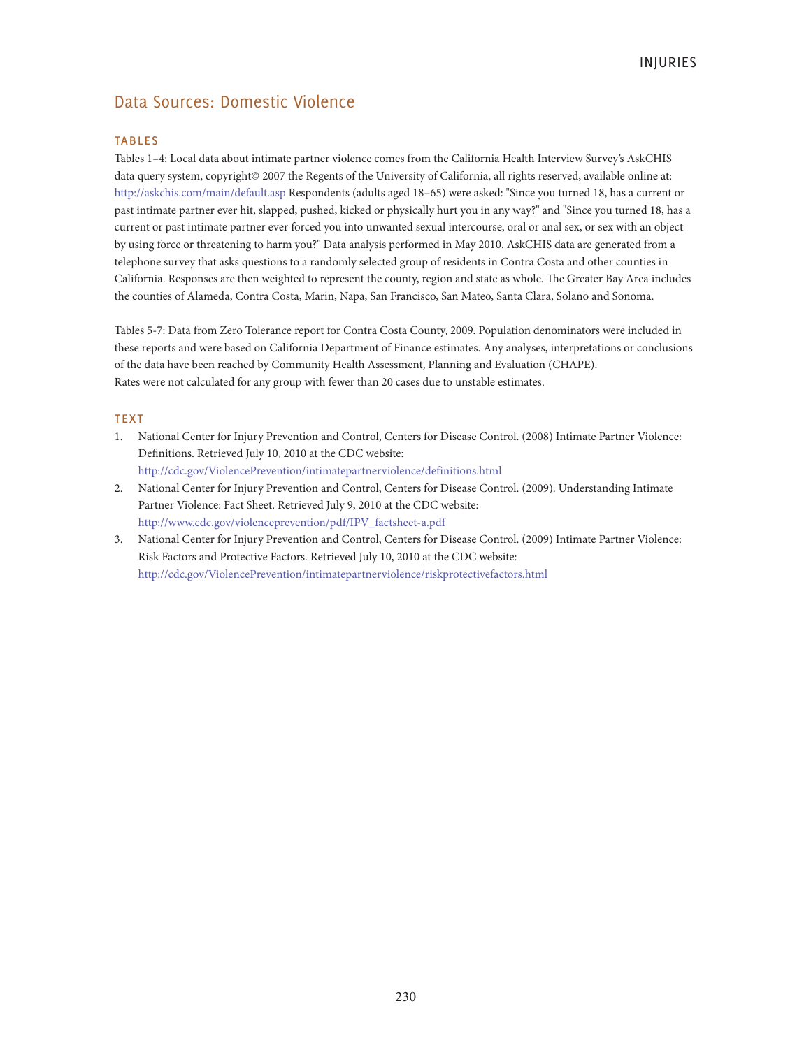## Data Sources: Domestic Violence

### TABLES

Tables 1–4: Local data about intimate partner violence comes from the California Health Interview Survey's AskCHIS data query system, copyright© 2007 the Regents of the University of California, all rights reserved, available online at: http://askchis.com/main/default.asp Respondents (adults aged 18–65) were asked: "Since you turned 18, has a current or past intimate partner ever hit, slapped, pushed, kicked or physically hurt you in any way?" and "Since you turned 18, has a current or past intimate partner ever forced you into unwanted sexual intercourse, oral or anal sex, or sex with an object by using force or threatening to harm you?" Data analysis performed in May 2010. AskCHIS data are generated from a telephone survey that asks questions to a randomly selected group of residents in Contra Costa and other counties in California. Responses are then weighted to represent the county, region and state as whole. The Greater Bay Area includes the counties of Alameda, Contra Costa, Marin, Napa, San Francisco, San Mateo, Santa Clara, Solano and Sonoma.

Tables 5-7: Data from Zero Tolerance report for Contra Costa County, 2009. Population denominators were included in these reports and were based on California Department of Finance estimates. Any analyses, interpretations or conclusions of the data have been reached by Community Health Assessment, Planning and Evaluation (CHAPE). Rates were not calculated for any group with fewer than 20 cases due to unstable estimates.

### TEXT

1. National Center for Injury Prevention and Control, Centers for Disease Control. (2008) Intimate Partner Violence: Definitions. Retrieved July 10, 2010 at the CDC website: http://cdc.gov/ViolencePrevention/intimatepartnerviolence/definitions.html
2. National Center for Injury Prevention and Control, Centers for Disease Control. (2009). Understanding Intimate Partner Violence: Fact Sheet. Retrieved July 9, 2010 at the CDC website: http://www.cdc.gov/violenceprevention/pdf/IPV_factsheet-a.pdf
3. National Center for Injury Prevention and Control, Centers for Disease Control. (2009) Intimate Partner Violence: Risk Factors and Protective Factors. Retrieved July 10, 2010 at the CDC website: http://cdc.gov/ViolencePrevention/intimatepartnerviolence/riskprotectivefactors.html